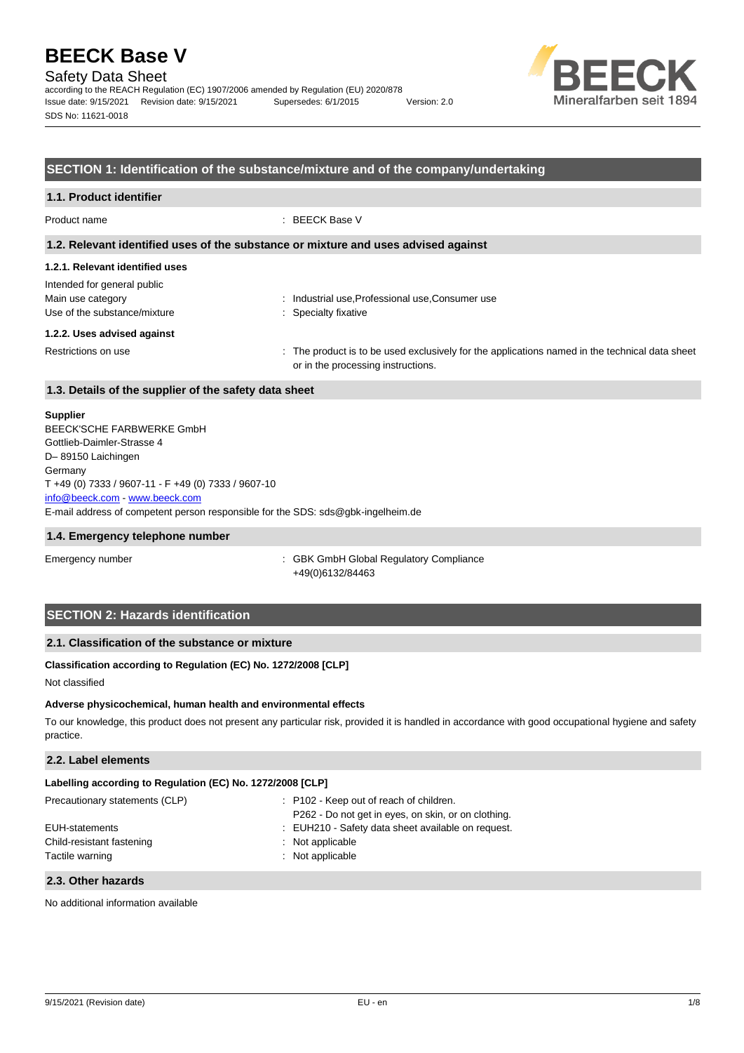# BEECK Base V

Safety Data Sheet

according to the REACH Regulation (EC) 1907/2006 amended by Regulation (EU) 2020/878

Issue date: 9/15/2021 Revision date: 9/15/2021 Supersedes: 6/1/2015 Version: 2.0

SDS No: 11621-0018

## SECTION 1: Identification of the substance/mixture and of the company/undertaking

### 1.1. Product identifier

Product name : BEECK Base V

### 1.2. Relevant identified uses of the substance or mixture and uses advised against

#### 1.2.1. Relevant identified uses

Intended for general public

Main use category : Industrial use,Professional use,Consumer use

Use of the substance/mixture : Specialty fixative

#### 1.2.2. Uses advised against

Restrictions on use : The product is to be used exclusively for the applications named in the technical data sheet or in the processing instructions.

### 1.3. Details of the supplier of the safety data sheet

**Supplier**

BEECK'SCHE FARBWERKE GmbH
Gottlieb-Daimler-Strasse 4
D– 89150 Laichingen
Germany
T +49 (0) 7333 / 9607-11 - F +49 (0) 7333 / 9607-10
info@beeck.com - www.beeck.com
E-mail address of competent person responsible for the SDS: sds@gbk-ingelheim.de

### 1.4. Emergency telephone number

Emergency number : GBK GmbH Global Regulatory Compliance
+49(0)6132/84463

## SECTION 2: Hazards identification

### 2.1. Classification of the substance or mixture

**Classification according to Regulation (EC) No. 1272/2008 [CLP]**

Not classified

**Adverse physicochemical, human health and environmental effects**

To our knowledge, this product does not present any particular risk, provided it is handled in accordance with good occupational hygiene and safety practice.

### 2.2. Label elements

**Labelling according to Regulation (EC) No. 1272/2008 [CLP]**

Precautionary statements (CLP) : P102 - Keep out of reach of children.
P262 - Do not get in eyes, on skin, or on clothing.

EUH-statements : EUH210 - Safety data sheet available on request.

Child-resistant fastening : Not applicable

Tactile warning : Not applicable

### 2.3. Other hazards

No additional information available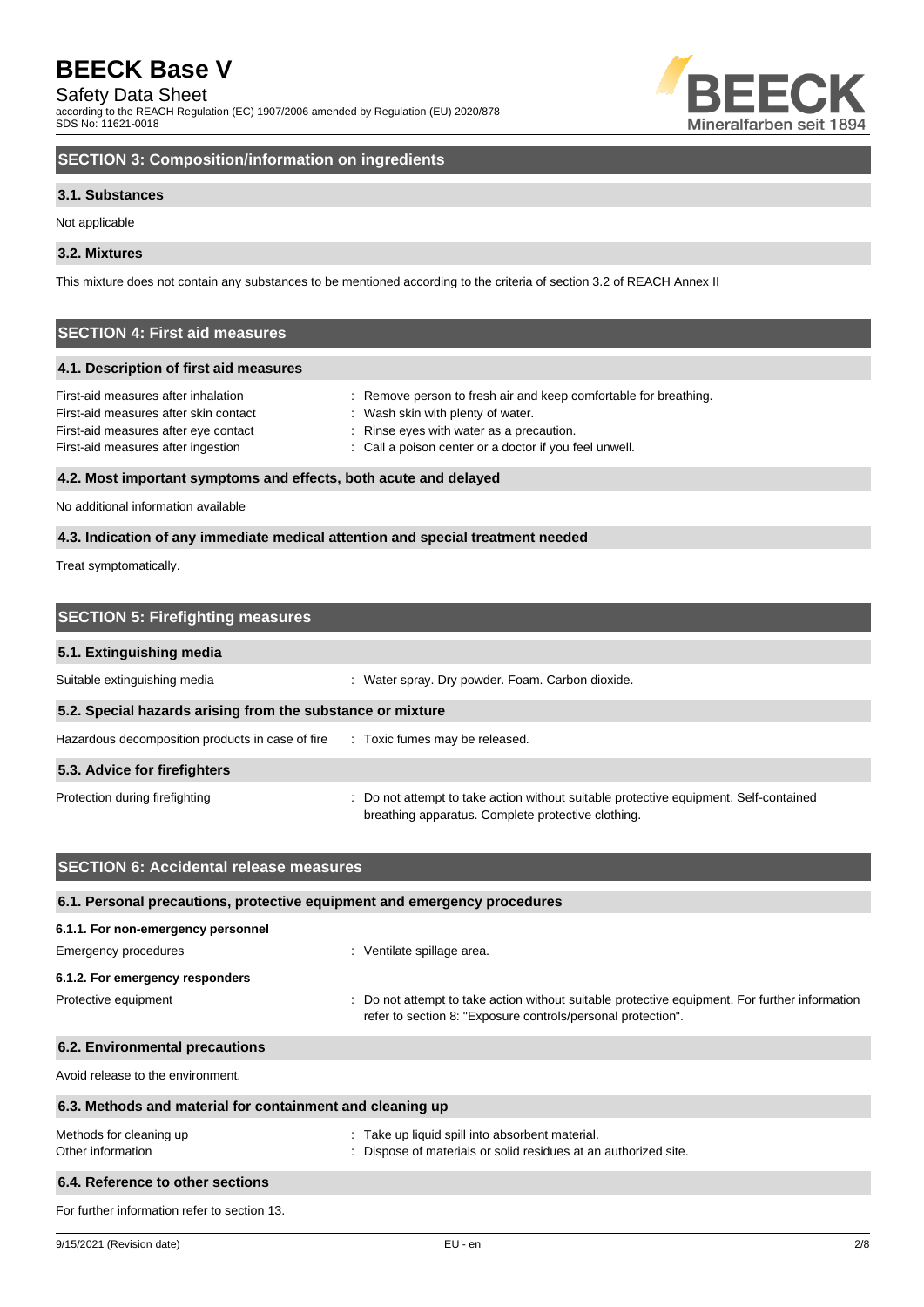## SECTION 3: Composition/information on ingredients

### 3.1. Substances

Not applicable

### 3.2. Mixtures

This mixture does not contain any substances to be mentioned according to the criteria of section 3.2 of REACH Annex II

## SECTION 4: First aid measures

### 4.1. Description of first aid measures

| | |
|---|---|
| First-aid measures after inhalation | : Remove person to fresh air and keep comfortable for breathing. |
| First-aid measures after skin contact | : Wash skin with plenty of water. |
| First-aid measures after eye contact | : Rinse eyes with water as a precaution. |
| First-aid measures after ingestion | : Call a poison center or a doctor if you feel unwell. |

### 4.2. Most important symptoms and effects, both acute and delayed

No additional information available

### 4.3. Indication of any immediate medical attention and special treatment needed

Treat symptomatically.

## SECTION 5: Firefighting measures

### 5.1. Extinguishing media

| | |
|---|---|
| Suitable extinguishing media | : Water spray. Dry powder. Foam. Carbon dioxide. |

### 5.2. Special hazards arising from the substance or mixture

| | |
|---|---|
| Hazardous decomposition products in case of fire | : Toxic fumes may be released. |

### 5.3. Advice for firefighters

| | |
|---|---|
| Protection during firefighting | : Do not attempt to take action without suitable protective equipment. Self-contained breathing apparatus. Complete protective clothing. |

## SECTION 6: Accidental release measures

### 6.1. Personal precautions, protective equipment and emergency procedures

#### 6.1.1. For non-emergency personnel

| | |
|---|---|
| Emergency procedures | : Ventilate spillage area. |

#### 6.1.2. For emergency responders

| | |
|---|---|
| Protective equipment | : Do not attempt to take action without suitable protective equipment. For further information refer to section 8: "Exposure controls/personal protection". |

### 6.2. Environmental precautions

Avoid release to the environment.

### 6.3. Methods and material for containment and cleaning up

| | |
|---|---|
| Methods for cleaning up | : Take up liquid spill into absorbent material. |
| Other information | : Dispose of materials or solid residues at an authorized site. |

### 6.4. Reference to other sections

For further information refer to section 13.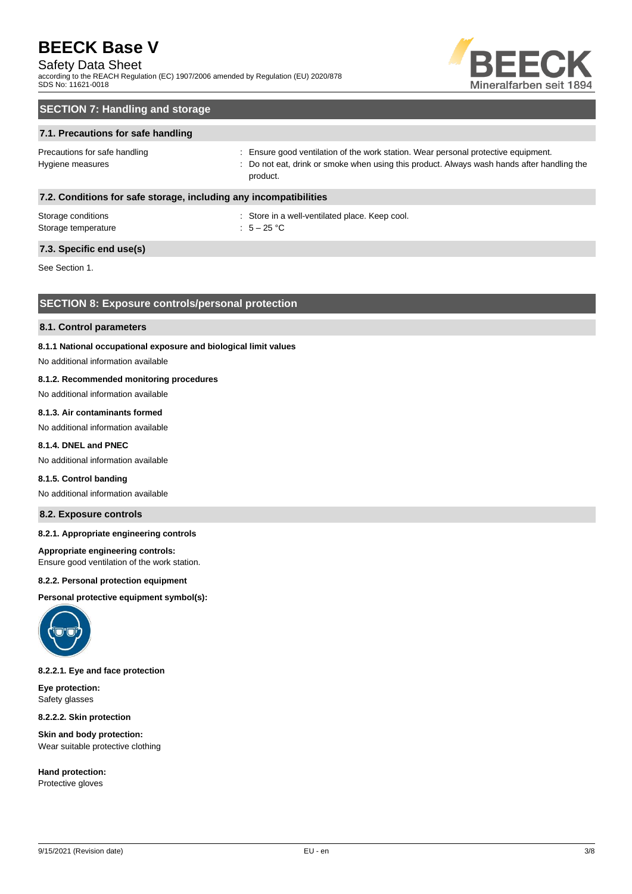## SECTION 7: Handling and storage

### 7.1. Precautions for safe handling

| | |
|---|---|
| Precautions for safe handling | : Ensure good ventilation of the work station. Wear personal protective equipment. |
| Hygiene measures | : Do not eat, drink or smoke when using this product. Always wash hands after handling the product. |

### 7.2. Conditions for safe storage, including any incompatibilities

| | |
|---|---|
| Storage conditions | : Store in a well-ventilated place. Keep cool. |
| Storage temperature | : 5 – 25 °C |

### 7.3. Specific end use(s)

See Section 1.

## SECTION 8: Exposure controls/personal protection

### 8.1. Control parameters

**8.1.1 National occupational exposure and biological limit values**

No additional information available

**8.1.2. Recommended monitoring procedures**

No additional information available

**8.1.3. Air contaminants formed**

No additional information available

**8.1.4. DNEL and PNEC**

No additional information available

**8.1.5. Control banding**

No additional information available

### 8.2. Exposure controls

**8.2.1. Appropriate engineering controls**

**Appropriate engineering controls:**
Ensure good ventilation of the work station.

**8.2.2. Personal protection equipment**

**Personal protective equipment symbol(s):**

**8.2.2.1. Eye and face protection**

**Eye protection:**
Safety glasses

**8.2.2.2. Skin protection**

**Skin and body protection:**
Wear suitable protective clothing

**Hand protection:**
Protective gloves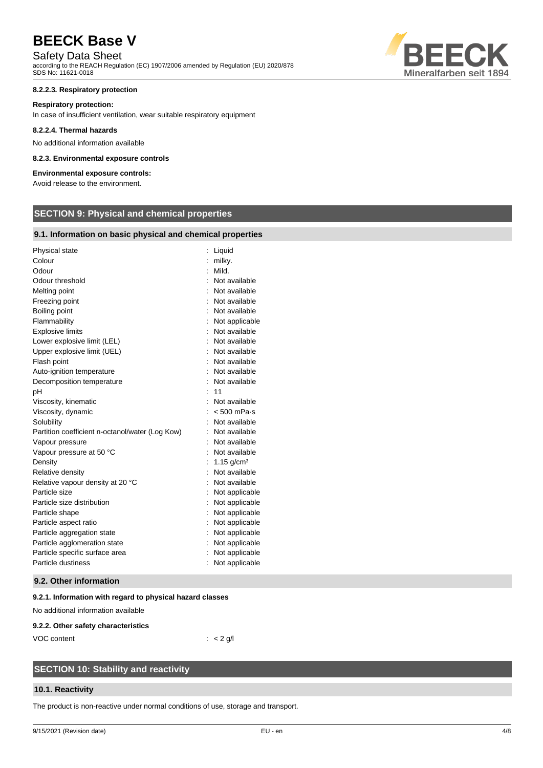#### 8.2.2.3. Respiratory protection

**Respiratory protection:**

In case of insufficient ventilation, wear suitable respiratory equipment

#### 8.2.2.4. Thermal hazards

No additional information available

#### 8.2.3. Environmental exposure controls

**Environmental exposure controls:**

Avoid release to the environment.

## SECTION 9: Physical and chemical properties

### 9.1. Information on basic physical and chemical properties

| Property | Value |
|---|---|
| Physical state | Liquid |
| Colour | milky. |
| Odour | Mild. |
| Odour threshold | Not available |
| Melting point | Not available |
| Freezing point | Not available |
| Boiling point | Not available |
| Flammability | Not applicable |
| Explosive limits | Not available |
| Lower explosive limit (LEL) | Not available |
| Upper explosive limit (UEL) | Not available |
| Flash point | Not available |
| Auto-ignition temperature | Not available |
| Decomposition temperature | Not available |
| pH | 11 |
| Viscosity, kinematic | Not available |
| Viscosity, dynamic | < 500 mPa·s |
| Solubility | Not available |
| Partition coefficient n-octanol/water (Log Kow) | Not available |
| Vapour pressure | Not available |
| Vapour pressure at 50 °C | Not available |
| Density | 1.15 g/cm³ |
| Relative density | Not available |
| Relative vapour density at 20 °C | Not available |
| Particle size | Not applicable |
| Particle size distribution | Not applicable |
| Particle shape | Not applicable |
| Particle aspect ratio | Not applicable |
| Particle aggregation state | Not applicable |
| Particle agglomeration state | Not applicable |
| Particle specific surface area | Not applicable |
| Particle dustiness | Not applicable |

### 9.2. Other information

#### 9.2.1. Information with regard to physical hazard classes

No additional information available

#### 9.2.2. Other safety characteristics

VOC content : < 2 g/l

## SECTION 10: Stability and reactivity

### 10.1. Reactivity

The product is non-reactive under normal conditions of use, storage and transport.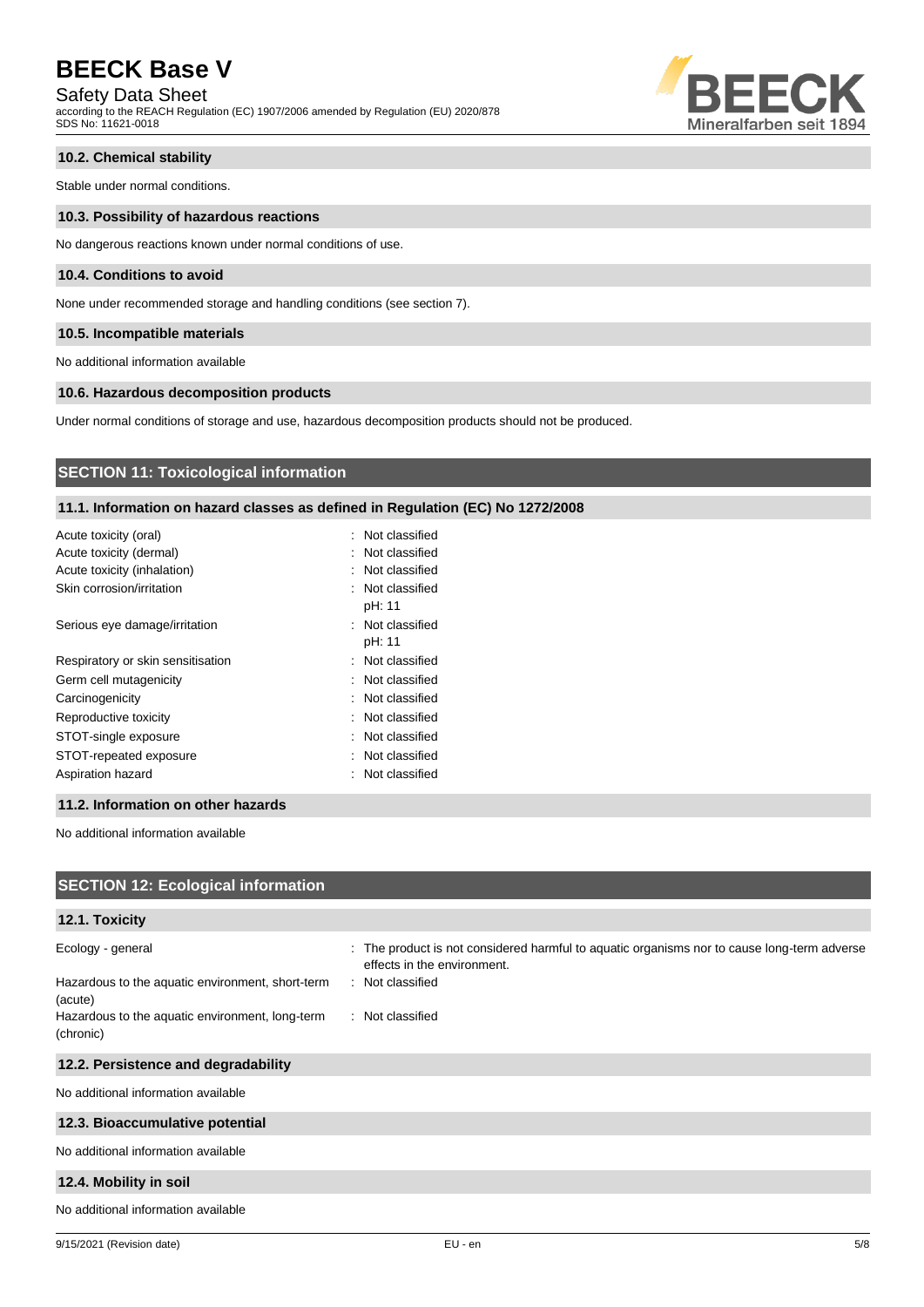### 10.2. Chemical stability

Stable under normal conditions.

### 10.3. Possibility of hazardous reactions

No dangerous reactions known under normal conditions of use.

### 10.4. Conditions to avoid

None under recommended storage and handling conditions (see section 7).

### 10.5. Incompatible materials

No additional information available

### 10.6. Hazardous decomposition products

Under normal conditions of storage and use, hazardous decomposition products should not be produced.

## SECTION 11: Toxicological information

### 11.1. Information on hazard classes as defined in Regulation (EC) No 1272/2008

| | |
|---|---|
| Acute toxicity (oral) | : Not classified |
| Acute toxicity (dermal) | : Not classified |
| Acute toxicity (inhalation) | : Not classified |
| Skin corrosion/irritation | : Not classified<br>pH: 11 |
| Serious eye damage/irritation | : Not classified<br>pH: 11 |
| Respiratory or skin sensitisation | : Not classified |
| Germ cell mutagenicity | : Not classified |
| Carcinogenicity | : Not classified |
| Reproductive toxicity | : Not classified |
| STOT-single exposure | : Not classified |
| STOT-repeated exposure | : Not classified |
| Aspiration hazard | : Not classified |

### 11.2. Information on other hazards

No additional information available

## SECTION 12: Ecological information

### 12.1. Toxicity

| | |
|---|---|
| Ecology - general | : The product is not considered harmful to aquatic organisms nor to cause long-term adverse effects in the environment. |
| Hazardous to the aquatic environment, short-term (acute) | : Not classified |
| Hazardous to the aquatic environment, long-term (chronic) | : Not classified |

### 12.2. Persistence and degradability

No additional information available

### 12.3. Bioaccumulative potential

No additional information available

### 12.4. Mobility in soil

No additional information available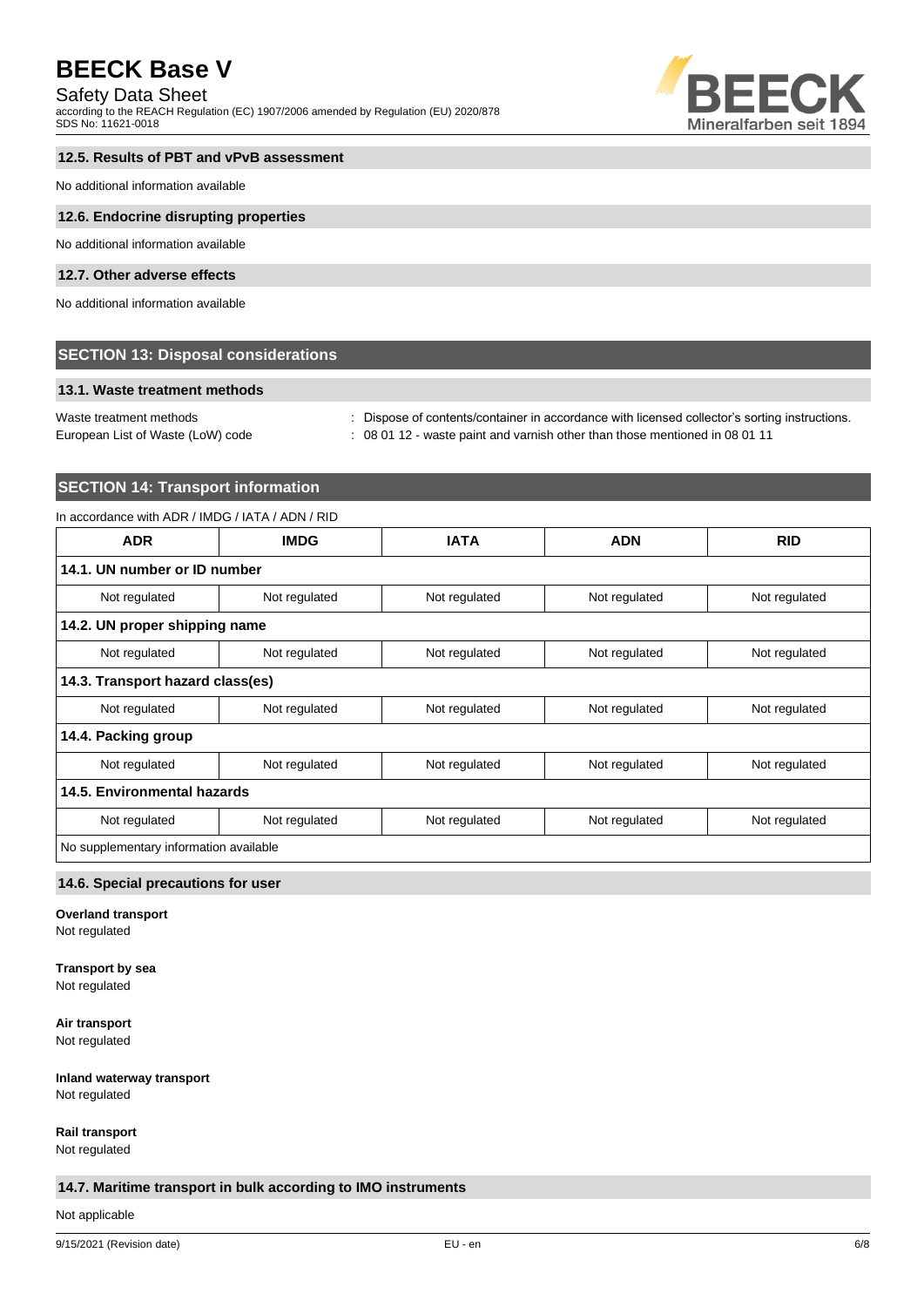### 12.5. Results of PBT and vPvB assessment

No additional information available

### 12.6. Endocrine disrupting properties

No additional information available

### 12.7. Other adverse effects

No additional information available

## SECTION 13: Disposal considerations

### 13.1. Waste treatment methods

Waste treatment methods : Dispose of contents/container in accordance with licensed collector's sorting instructions.

European List of Waste (LoW) code : 08 01 12 - waste paint and varnish other than those mentioned in 08 01 11

## SECTION 14: Transport information

In accordance with ADR / IMDG / IATA / ADN / RID

| ADR | IMDG | IATA | ADN | RID |
|---|---|---|---|---|
| **14.1. UN number or ID number** | | | | |
| Not regulated | Not regulated | Not regulated | Not regulated | Not regulated |
| **14.2. UN proper shipping name** | | | | |
| Not regulated | Not regulated | Not regulated | Not regulated | Not regulated |
| **14.3. Transport hazard class(es)** | | | | |
| Not regulated | Not regulated | Not regulated | Not regulated | Not regulated |
| **14.4. Packing group** | | | | |
| Not regulated | Not regulated | Not regulated | Not regulated | Not regulated |
| **14.5. Environmental hazards** | | | | |
| Not regulated | Not regulated | Not regulated | Not regulated | Not regulated |
| No supplementary information available | | | | |

### 14.6. Special precautions for user

**Overland transport**
Not regulated

**Transport by sea**
Not regulated

**Air transport**
Not regulated

**Inland waterway transport**
Not regulated

**Rail transport**
Not regulated

### 14.7. Maritime transport in bulk according to IMO instruments

Not applicable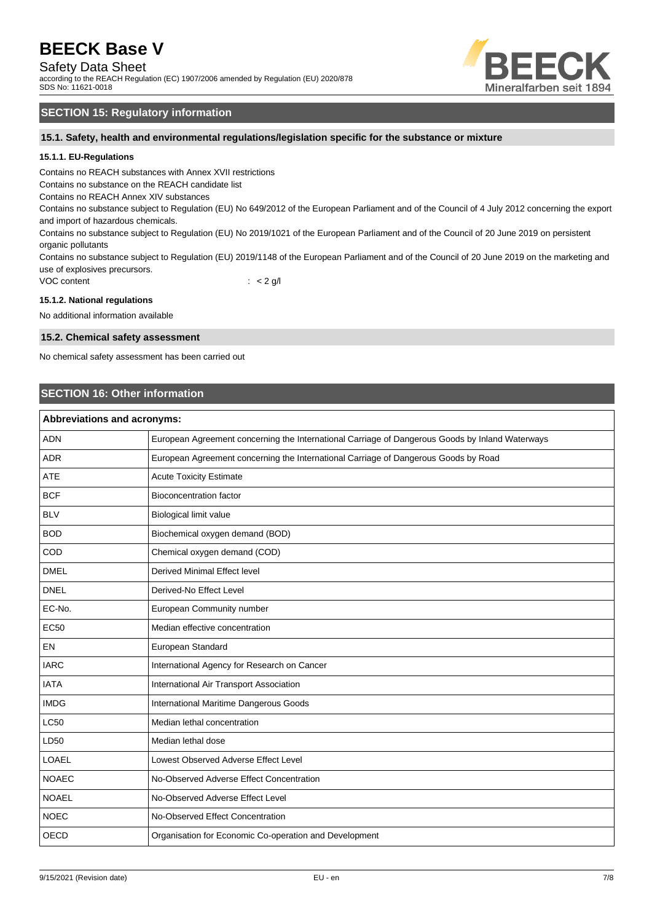## SECTION 15: Regulatory information

### 15.1. Safety, health and environmental regulations/legislation specific for the substance or mixture

#### 15.1.1. EU-Regulations

Contains no REACH substances with Annex XVII restrictions

Contains no substance on the REACH candidate list

Contains no REACH Annex XIV substances

Contains no substance subject to Regulation (EU) No 649/2012 of the European Parliament and of the Council of 4 July 2012 concerning the export and import of hazardous chemicals.

Contains no substance subject to Regulation (EU) No 2019/1021 of the European Parliament and of the Council of 20 June 2019 on persistent organic pollutants

Contains no substance subject to Regulation (EU) 2019/1148 of the European Parliament and of the Council of 20 June 2019 on the marketing and use of explosives precursors.

VOC content : < 2 g/l

#### 15.1.2. National regulations

No additional information available

### 15.2. Chemical safety assessment

No chemical safety assessment has been carried out

## SECTION 16: Other information

| Abbreviations and acronyms: | |
|---|---|
| ADN | European Agreement concerning the International Carriage of Dangerous Goods by Inland Waterways |
| ADR | European Agreement concerning the International Carriage of Dangerous Goods by Road |
| ATE | Acute Toxicity Estimate |
| BCF | Bioconcentration factor |
| BLV | Biological limit value |
| BOD | Biochemical oxygen demand (BOD) |
| COD | Chemical oxygen demand (COD) |
| DMEL | Derived Minimal Effect level |
| DNEL | Derived-No Effect Level |
| EC-No. | European Community number |
| EC50 | Median effective concentration |
| EN | European Standard |
| IARC | International Agency for Research on Cancer |
| IATA | International Air Transport Association |
| IMDG | International Maritime Dangerous Goods |
| LC50 | Median lethal concentration |
| LD50 | Median lethal dose |
| LOAEL | Lowest Observed Adverse Effect Level |
| NOAEC | No-Observed Adverse Effect Concentration |
| NOAEL | No-Observed Adverse Effect Level |
| NOEC | No-Observed Effect Concentration |
| OECD | Organisation for Economic Co-operation and Development |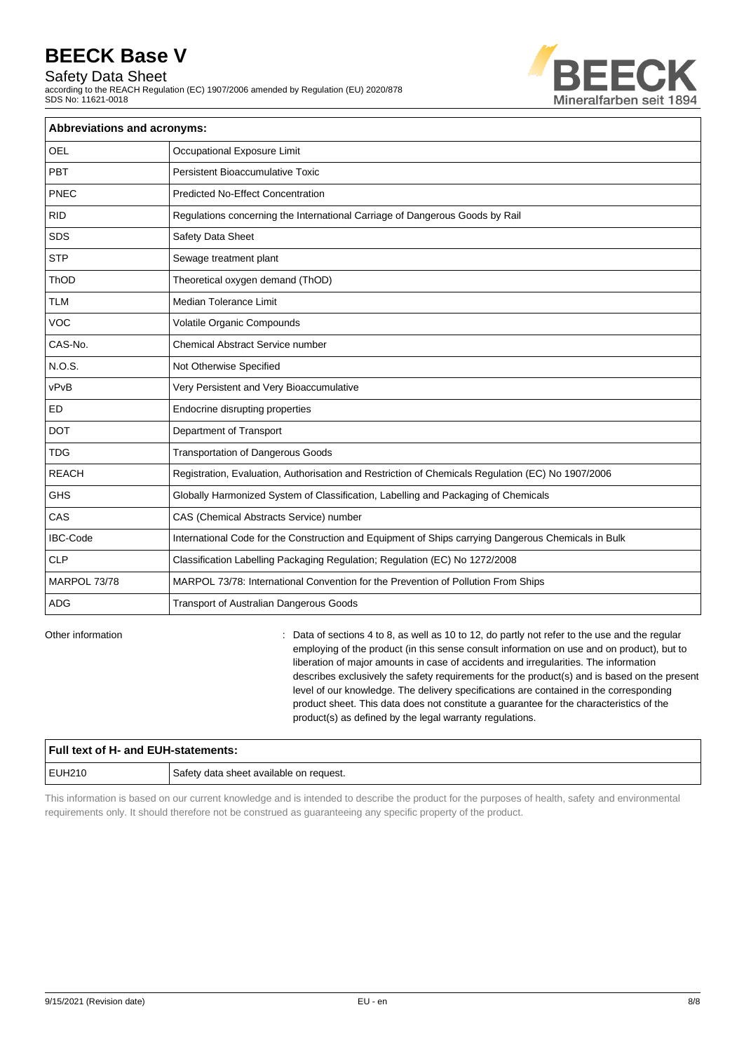| Abbreviations and acronyms: | |
|---|---|
| OEL | Occupational Exposure Limit |
| PBT | Persistent Bioaccumulative Toxic |
| PNEC | Predicted No-Effect Concentration |
| RID | Regulations concerning the International Carriage of Dangerous Goods by Rail |
| SDS | Safety Data Sheet |
| STP | Sewage treatment plant |
| ThOD | Theoretical oxygen demand (ThOD) |
| TLM | Median Tolerance Limit |
| VOC | Volatile Organic Compounds |
| CAS-No. | Chemical Abstract Service number |
| N.O.S. | Not Otherwise Specified |
| vPvB | Very Persistent and Very Bioaccumulative |
| ED | Endocrine disrupting properties |
| DOT | Department of Transport |
| TDG | Transportation of Dangerous Goods |
| REACH | Registration, Evaluation, Authorisation and Restriction of Chemicals Regulation (EC) No 1907/2006 |
| GHS | Globally Harmonized System of Classification, Labelling and Packaging of Chemicals |
| CAS | CAS (Chemical Abstracts Service) number |
| IBC-Code | International Code for the Construction and Equipment of Ships carrying Dangerous Chemicals in Bulk |
| CLP | Classification Labelling Packaging Regulation; Regulation (EC) No 1272/2008 |
| MARPOL 73/78 | MARPOL 73/78: International Convention for the Prevention of Pollution From Ships |
| ADG | Transport of Australian Dangerous Goods |

Other information : Data of sections 4 to 8, as well as 10 to 12, do partly not refer to the use and the regular employing of the product (in this sense consult information on use and on product), but to liberation of major amounts in case of accidents and irregularities. The information describes exclusively the safety requirements for the product(s) and is based on the present level of our knowledge. The delivery specifications are contained in the corresponding product sheet. This data does not constitute a guarantee for the characteristics of the product(s) as defined by the legal warranty regulations.

| Full text of H- and EUH-statements: | |
|---|---|
| EUH210 | Safety data sheet available on request. |

This information is based on our current knowledge and is intended to describe the product for the purposes of health, safety and environmental requirements only. It should therefore not be construed as guaranteeing any specific property of the product.